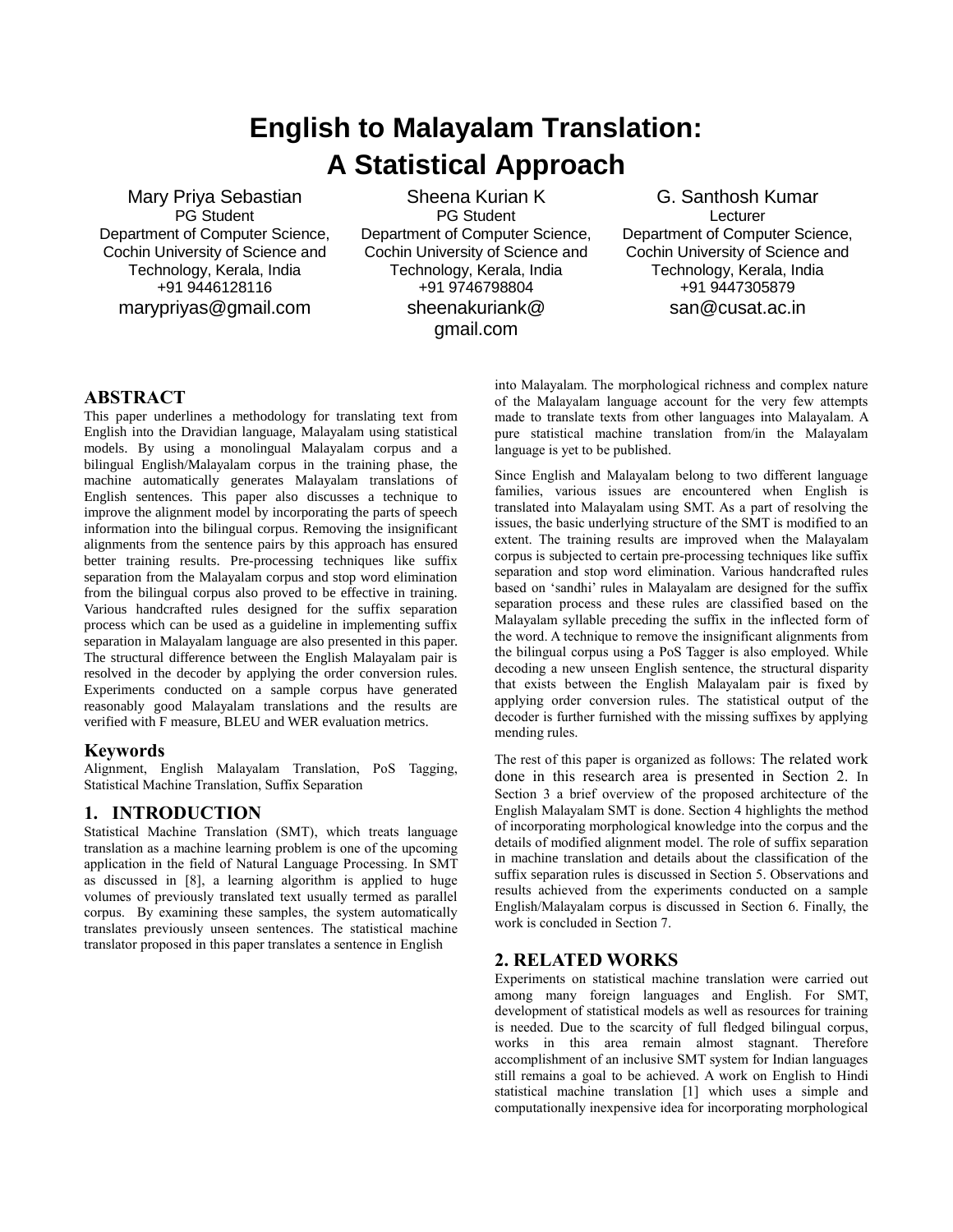# English to Malayalam Translation: A Statistical Approach

Mary Priya Sebastian
PG Student
Department of Computer Science, Cochin University of Science and Technology, Kerala, India
+91 9446128116
marypriyas@gmail.com

Sheena Kurian K
PG Student
Department of Computer Science, Cochin University of Science and Technology, Kerala, India
+91 9746798804
sheenakuriank@gmail.com

G. Santhosh Kumar
Lecturer
Department of Computer Science, Cochin University of Science and Technology, Kerala, India
+91 9447305879
san@cusat.ac.in

## ABSTRACT

This paper underlines a methodology for translating text from English into the Dravidian language, Malayalam using statistical models. By using a monolingual Malayalam corpus and a bilingual English/Malayalam corpus in the training phase, the machine automatically generates Malayalam translations of English sentences. This paper also discusses a technique to improve the alignment model by incorporating the parts of speech information into the bilingual corpus. Removing the insignificant alignments from the sentence pairs by this approach has ensured better training results. Pre-processing techniques like suffix separation from the Malayalam corpus and stop word elimination from the bilingual corpus also proved to be effective in training. Various handcrafted rules designed for the suffix separation process which can be used as a guideline in implementing suffix separation in Malayalam language are also presented in this paper. The structural difference between the English Malayalam pair is resolved in the decoder by applying the order conversion rules. Experiments conducted on a sample corpus have generated reasonably good Malayalam translations and the results are verified with F measure, BLEU and WER evaluation metrics.

### Keywords

Alignment, English Malayalam Translation, PoS Tagging, Statistical Machine Translation, Suffix Separation

## 1. INTRODUCTION

Statistical Machine Translation (SMT), which treats language translation as a machine learning problem is one of the upcoming application in the field of Natural Language Processing. In SMT as discussed in [8], a learning algorithm is applied to huge volumes of previously translated text usually termed as parallel corpus. By examining these samples, the system automatically translates previously unseen sentences. The statistical machine translator proposed in this paper translates a sentence in English into Malayalam. The morphological richness and complex nature of the Malayalam language account for the very few attempts made to translate texts from other languages into Malayalam. A pure statistical machine translation from/in the Malayalam language is yet to be published.

Since English and Malayalam belong to two different language families, various issues are encountered when English is translated into Malayalam using SMT. As a part of resolving the issues, the basic underlying structure of the SMT is modified to an extent. The training results are improved when the Malayalam corpus is subjected to certain pre-processing techniques like suffix separation and stop word elimination. Various handcrafted rules based on 'sandhi' rules in Malayalam are designed for the suffix separation process and these rules are classified based on the Malayalam syllable preceding the suffix in the inflected form of the word. A technique to remove the insignificant alignments from the bilingual corpus using a PoS Tagger is also employed. While decoding a new unseen English sentence, the structural disparity that exists between the English Malayalam pair is fixed by applying order conversion rules. The statistical output of the decoder is further furnished with the missing suffixes by applying mending rules.

The rest of this paper is organized as follows: The related work done in this research area is presented in Section 2. In Section 3 a brief overview of the proposed architecture of the English Malayalam SMT is done. Section 4 highlights the method of incorporating morphological knowledge into the corpus and the details of modified alignment model. The role of suffix separation in machine translation and details about the classification of the suffix separation rules is discussed in Section 5. Observations and results achieved from the experiments conducted on a sample English/Malayalam corpus is discussed in Section 6. Finally, the work is concluded in Section 7.

## 2. RELATED WORKS

Experiments on statistical machine translation were carried out among many foreign languages and English. For SMT, development of statistical models as well as resources for training is needed. Due to the scarcity of full fledged bilingual corpus, works in this area remain almost stagnant. Therefore accomplishment of an inclusive SMT system for Indian languages still remains a goal to be achieved. A work on English to Hindi statistical machine translation [1] which uses a simple and computationally inexpensive idea for incorporating morphological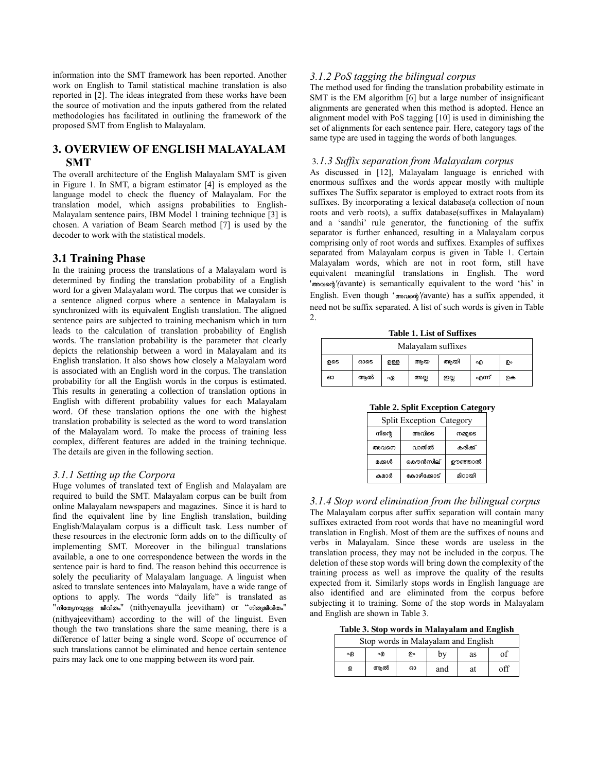information into the SMT framework has been reported. Another work on English to Tamil statistical machine translation is also reported in [2]. The ideas integrated from these works have been the source of motivation and the inputs gathered from the related methodologies has facilitated in outlining the framework of the proposed SMT from English to Malayalam.

## 3. OVERVIEW OF ENGLISH MALAYALAM SMT

The overall architecture of the English Malayalam SMT is given in Figure 1. In SMT, a bigram estimator [4] is employed as the language model to check the fluency of Malayalam. For the translation model, which assigns probabilities to English-Malayalam sentence pairs, IBM Model 1 training technique [3] is chosen. A variation of Beam Search method [7] is used by the decoder to work with the statistical models.

### 3.1 Training Phase

In the training process the translations of a Malayalam word is determined by finding the translation probability of a English word for a given Malayalam word. The corpus that we consider is a sentence aligned corpus where a sentence in Malayalam is synchronized with its equivalent English translation. The aligned sentence pairs are subjected to training mechanism which in turn leads to the calculation of translation probability of English words. The translation probability is the parameter that clearly depicts the relationship between a word in Malayalam and its English translation. It also shows how closely a Malayalam word is associated with an English word in the corpus. The translation probability for all the English words in the corpus is estimated. This results in generating a collection of translation options in English with different probability values for each Malayalam word. Of these translation options the one with the highest translation probability is selected as the word to word translation of the Malayalam word. To make the process of training less complex, different features are added in the training technique. The details are given in the following section.

#### *3.1.1 Setting up the Corpora*

Huge volumes of translated text of English and Malayalam are required to build the SMT. Malayalam corpus can be built from online Malayalam newspapers and magazines. Since it is hard to find the equivalent line by line English translation, building English/Malayalam corpus is a difficult task. Less number of these resources in the electronic form adds on to the difficulty of implementing SMT. Moreover in the bilingual translations available, a one to one correspondence between the words in the sentence pair is hard to find. The reason behind this occurrence is solely the peculiarity of Malayalam language. A linguist when asked to translate sentences into Malayalam, have a wide range of options to apply. The words "daily life" is translated as "നിത്യേനയുള്ള ജീവിതം" (nithyenayulla jeevitham) or "നിത്യജീവിതം" (nithyajeevitham) according to the will of the linguist. Even though the two translations share the same meaning, there is a difference of latter being a single word. Scope of occurrence of such translations cannot be eliminated and hence certain sentence pairs may lack one to one mapping between its word pair.

#### *3.1.2 PoS tagging the bilingual corpus*

The method used for finding the translation probability estimate in SMT is the EM algorithm [6] but a large number of insignificant alignments are generated when this method is adopted. Hence an alignment model with PoS tagging [10] is used in diminishing the set of alignments for each sentence pair. Here, category tags of the same type are used in tagging the words of both languages.

#### 3.*1.3 Suffix separation from Malayalam corpus*

As discussed in [12], Malayalam language is enriched with enormous suffixes and the words appear mostly with multiple suffixes The Suffix separator is employed to extract roots from its suffixes. By incorporating a lexical database(a collection of noun roots and verb roots), a suffix database(suffixes in Malayalam) and a 'sandhi' rule generator, the functioning of the suffix separator is further enhanced, resulting in a Malayalam corpus comprising only of root words and suffixes. Examples of suffixes separated from Malayalam corpus is given in Table 1. Certain Malayalam words, which are not in root form, still have equivalent meaningful translations in English. The word 'അവന്റെ'(avante) is semantically equivalent to the word 'his' in English. Even though 'അവന്റെ'(avante) has a suffix appended, it need not be suffix separated. A list of such words is given in Table 2.

**Table 1. List of Suffixes**

| Malayalam suffixes | | | | | | |
|---|---|---|---|---|---|---|
| ഉടെ | ഓടെ | ഉള്ള | ആയ | ആയി | എ | ഉം |
| ഓ | ആൽ | ഏ | അല്ല | ഇല്ല | എന്ന് | ഉക |

**Table 2. Split Exception Category**

| Split Exception Category | | |
|---|---|---|
| നിന്റെ | അവിടെ | നമ്മുടെ |
| അവനെ | വാതിൽ | കരിക്ക് |
| മക്കൾ | കൌൺസില് | ഊഞ്ഞാൽ |
| കമാർ | കോഴിക്കോട് | മിഠായി |

#### *3.1.4 Stop word elimination from the bilingual corpus*

The Malayalam corpus after suffix separation will contain many suffixes extracted from root words that have no meaningful word translation in English. Most of them are the suffixes of nouns and verbs in Malayalam. Since these words are useless in the translation process, they may not be included in the corpus. The deletion of these stop words will bring down the complexity of the training process as well as improve the quality of the results expected from it. Similarly stops words in English language are also identified and are eliminated from the corpus before subjecting it to training. Some of the stop words in Malayalam and English are shown in Table 3.

**Table 3. Stop words in Malayalam and English**

| Stop words in Malayalam and English | | | | | |
|---|---|---|---|---|---|
| ഏ | എ | ഉം | by | as | of |
| ഉ | ആൽ | ഓ | and | at | off |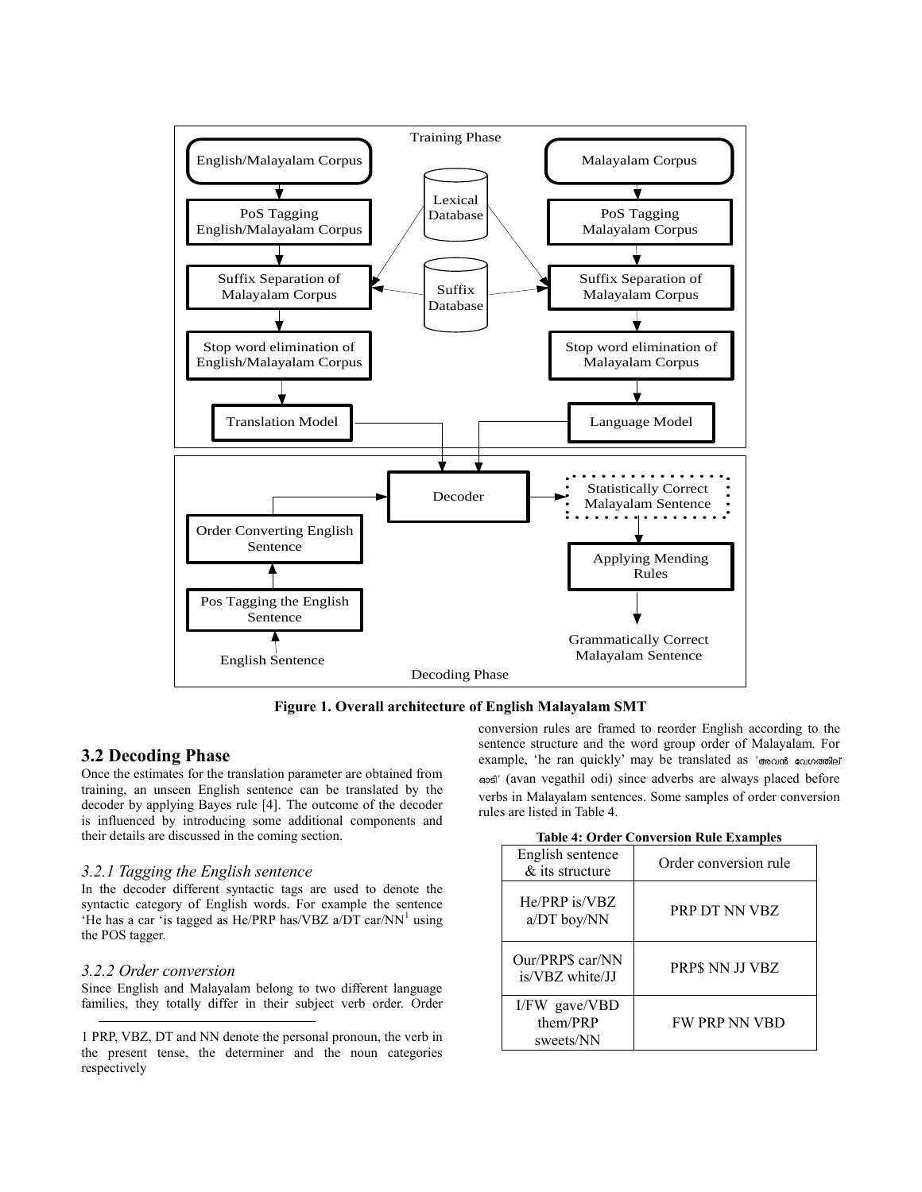**Figure 1. Overall architecture of English Malayalam SMT**

## 3.2 Decoding Phase

Once the estimates for the translation parameter are obtained from training, an unseen English sentence can be translated by the decoder by applying Bayes rule [4]. The outcome of the decoder is influenced by introducing some additional components and their details are discussed in the coming section.

### *3.2.1 Tagging the English sentence*

In the decoder different syntactic tags are used to denote the syntactic category of English words. For example the sentence 'He has a car 'is tagged as He/PRP has/VBZ a/DT car/NN[1] using the POS tagger.

### *3.2.2 Order conversion*

Since English and Malayalam belong to two different language families, they totally differ in their subject verb order. Order conversion rules are framed to reorder English according to the sentence structure and the word group order of Malayalam. For example, 'he ran quickly' may be translated as 'അവൻ വേഗത്തില് ഓടി' (avan vegathil odi) since adverbs are always placed before verbs in Malayalam sentences. Some samples of order conversion rules are listed in Table 4.

**Table 4: Order Conversion Rule Examples**

| English sentence & its structure | Order conversion rule |
|---|---|
| He/PRP is/VBZ a/DT boy/NN | PRP DT NN VBZ |
| Our/PRP$ car/NN is/VBZ white/JJ | PRP$ NN JJ VBZ |
| I/FW gave/VBD them/PRP sweets/NN | FW PRP NN VBD |

---

1 PRP, VBZ, DT and NN denote the personal pronoun, the verb in the present tense, the determiner and the noun categories respectively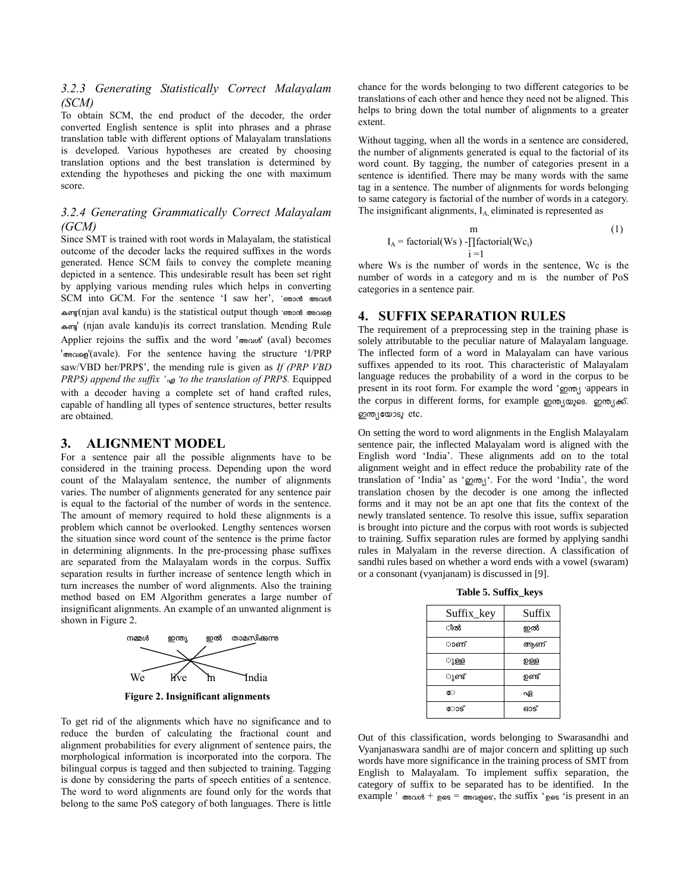### 3.2.3 Generating Statistically Correct Malayalam (SCM)

To obtain SCM, the end product of the decoder, the order converted English sentence is split into phrases and a phrase translation table with different options of Malayalam translations is developed. Various hypotheses are created by choosing translation options and the best translation is determined by extending the hypotheses and picking the one with maximum score.

### 3.2.4 Generating Grammatically Correct Malayalam (GCM)

Since SMT is trained with root words in Malayalam, the statistical outcome of the decoder lacks the required suffixes in the words generated. Hence SCM fails to convey the complete meaning depicted in a sentence. This undesirable result has been set right by applying various mending rules which helps in converting SCM into GCM. For the sentence 'I saw her', 'ഞാൻ അവൾ കണ്ടു'(njan aval kandu) is the statistical output though 'ഞാൻ അവളെ കണ്ടു' (njan avale kandu)is its correct translation. Mending Rule Applier rejoins the suffix and the word 'അവൾ' (aval) becomes 'അവളെ'(avale). For the sentence having the structure 'I/PRP saw/VBD her/PRP$', the mending rule is given as *If (PRP VBD PRP$) append the suffix 'എ 'to the translation of PRP$.* Equipped with a decoder having a complete set of hand crafted rules, capable of handling all types of sentence structures, better results are obtained.

## 3. ALIGNMENT MODEL

For a sentence pair all the possible alignments have to be considered in the training process. Depending upon the word count of the Malayalam sentence, the number of alignments varies. The number of alignments generated for any sentence pair is equal to the factorial of the number of words in the sentence. The amount of memory required to hold these alignments is a problem which cannot be overlooked. Lengthy sentences worsen the situation since word count of the sentence is the prime factor in determining alignments. In the pre-processing phase suffixes are separated from the Malayalam words in the corpus. Suffix separation results in further increase of sentence length which in turn increases the number of word alignments. Also the training method based on EM Algorithm generates a large number of insignificant alignments. An example of an unwanted alignment is shown in Figure 2.

നമ്മൾ ഇന്ത്യ ഇൽ താമസിക്കുന്നു

We live in India

**Figure 2. Insignificant alignments**

To get rid of the alignments which have no significance and to reduce the burden of calculating the fractional count and alignment probabilities for every alignment of sentence pairs, the morphological information is incorporated into the corpora. The bilingual corpus is tagged and then subjected to training. Tagging is done by considering the parts of speech entities of a sentence. The word to word alignments are found only for the words that belong to the same PoS category of both languages. There is little chance for the words belonging to two different categories to be translations of each other and hence they need not be aligned. This helps to bring down the total number of alignments to a greater extent.

Without tagging, when all the words in a sentence are considered, the number of alignments generated is equal to the factorial of its word count. By tagging, the number of categories present in a sentence is identified. There may be many words with the same tag in a sentence. The number of alignments for words belonging to same category is factorial of the number of words in a category. The insignificant alignments, $I_A$ eliminated is represented as

$$I_A = \text{factorial}(Ws) - \prod_{i=1}^{m} \text{factorial}(Wc_i) \quad (1)$$

where Ws is the number of words in the sentence, Wc is the number of words in a category and m is the number of PoS categories in a sentence pair.

## 4. SUFFIX SEPARATION RULES

The requirement of a preprocessing step in the training phase is solely attributable to the peculiar nature of Malayalam language. The inflected form of a word in Malayalam can have various suffixes appended to its root. This characteristic of Malayalam language reduces the probability of a word in the corpus to be present in its root form. For example the word 'ഇന്ത്യ 'appears in the corpus in different forms, for example ഇന്ത്യയുടെ, ഇന്ത്യക്ക്, ഇന്ത്യയോടു etc.

On setting the word to word alignments in the English Malayalam sentence pair, the inflected Malayalam word is aligned with the English word 'India'. These alignments add on to the total alignment weight and in effect reduce the probability rate of the translation of 'India' as 'ഇന്ത്യ'. For the word 'India', the word translation chosen by the decoder is one among the inflected forms and it may not be an apt one that fits the context of the newly translated sentence. To resolve this issue, suffix separation is brought into picture and the corpus with root words is subjected to training. Suffix separation rules are formed by applying sandhi rules in Malyalam in the reverse direction. A classification of sandhi rules based on whether a word ends with a vowel (swaram) or a consonant (vyanjanam) is discussed in [9].

**Table 5. Suffix_keys**

| Suffix_key | Suffix |
|---|---|
| ിൽ | ഇൽ |
| ാണ് | ആണ് |
| ുള്ള | ഉള്ള |
| ുണ്ട് | ഉണ്ട് |
| േ | ഏ |
| ോട് | ഓട് |

Out of this classification, words belonging to Swarasandhi and Vyanjanaswara sandhi are of major concern and splitting up such words have more significance in the training process of SMT from English to Malayalam. To implement suffix separation, the category of suffix to be separated has to be identified. In the example ' അവൾ + ഉടെ = അവളുടെ', the suffix 'ഉടെ 'is present in an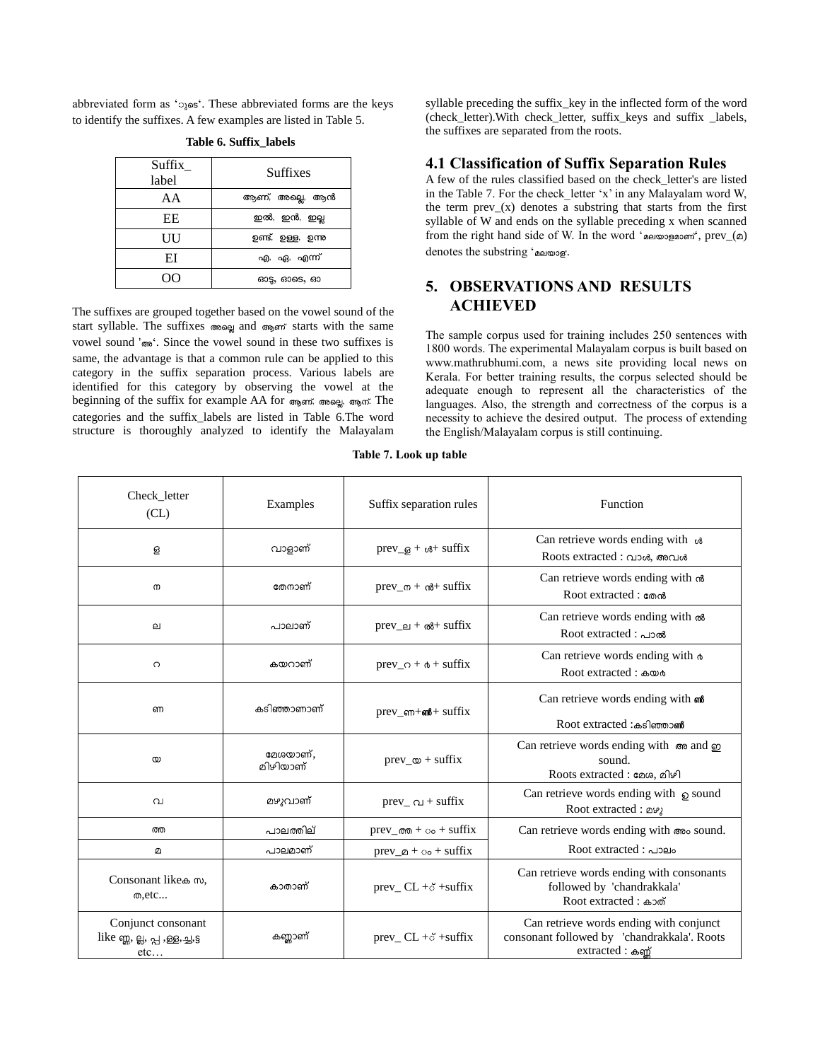abbreviated form as 'ുടെ'. These abbreviated forms are the keys to identify the suffixes. A few examples are listed in Table 5.

**Table 6. Suffix_labels**

| Suffix_ label | Suffixes |
|---|---|
| AA | ആണ്, അല്ലെ, ആൻ |
| EE | ഇൽ, ഇൻ, ഇല്ല |
| UU | ഉണ്ട്, ഉള്ള, ഉന്നു |
| EI | എ, ഏ, എന്ന് |
| OO | ഓട്ടു, ഓടെ, ഓ |

The suffixes are grouped together based on the vowel sound of the start syllable. The suffixes അല്ലെ and ആണ് starts with the same vowel sound 'അ'. Since the vowel sound in these two suffixes is same, the advantage is that a common rule can be applied to this category in the suffix separation process. Various labels are identified for this category by observing the vowel at the beginning of the suffix for example AA for ആണ്, അല്ലെ, ആന്. The categories and the suffix_labels are listed in Table 6.The word structure is thoroughly analyzed to identify the Malayalam syllable preceding the suffix_key in the inflected form of the word (check_letter).With check_letter, suffix_keys and suffix _labels, the suffixes are separated from the roots.

### 4.1 Classification of Suffix Separation Rules

A few of the rules classified based on the check_letter's are listed in the Table 7. For the check_letter 'x' in any Malayalam word W, the term prev_(x) denotes a substring that starts from the first syllable of W and ends on the syllable preceding x when scanned from the right hand side of W. In the word 'മലയാളമാണ്', prev_(മ) denotes the substring 'മലയാള'.

## 5. OBSERVATIONS AND RESULTS ACHIEVED

The sample corpus used for training includes 250 sentences with 1800 words. The experimental Malayalam corpus is built based on www.mathrubhumi.com, a news site providing local news on Kerala. For better training results, the corpus selected should be adequate enough to represent all the characteristics of the languages. Also, the strength and correctness of the corpus is a necessity to achieve the desired output. The process of extending the English/Malayalam corpus is still continuing.

**Table 7. Look up table**

| Check_letter (CL) | Examples | Suffix separation rules | Function |
|---|---|---|---|
| ള | വാളാണ് | prev_ള + ൾ+ suffix | Can retrieve words ending with ൾ Roots extracted : വാൾ, അവൾ |
| ന | തേനാണ് | prev_ന + ൻ+ suffix | Can retrieve words ending with ൻ Root extracted : തേൻ |
| ല | പാലാണ് | prev_ല + ൽ+ suffix | Can retrieve words ending with ൽ Root extracted : പാൽ |
| റ | കയറാണ് | prev_റ + ർ + suffix | Can retrieve words ending with ർ Root extracted : കയർ |
| ണ | കടിഞ്ഞാണാണ് | prev_ണ+ൺ+ suffix | Can retrieve words ending with ൺ Root extracted :കടിഞ്ഞാൺ |
| യ | മേശയാണ്, മിഴിയാണ് | prev_യ + suffix | Can retrieve words ending with അ and ഇ sound. Roots extracted : മേശ, മിഴി |
| വ | മഴുവാണ് | prev_ വ + suffix | Can retrieve words ending with ഉ sound Root extracted : മഴു |
| ത്ത | പാലത്തില് | prev_ത്ത + ം + suffix | Can retrieve words ending with അം sound. |
| മ | പാലമാണ് | prev_മ + ം + suffix | Root extracted : പാലം |
| Consonant likeക സ, ത,etc... | കാതാണ് | prev_ CL +് +suffix | Can retrieve words ending with consonants followed by 'chandrakkala' Root extracted : കാത് |
| Conjunct consonant like ണ്ണ, ല്ല, പ്പ ,ള്ള,ച്ച,ട്ട etc… | കണ്ണാണ് | prev_ CL +് +suffix | Can retrieve words ending with conjunct consonant followed by 'chandrakkala'. Roots extracted : കണ്ണ് |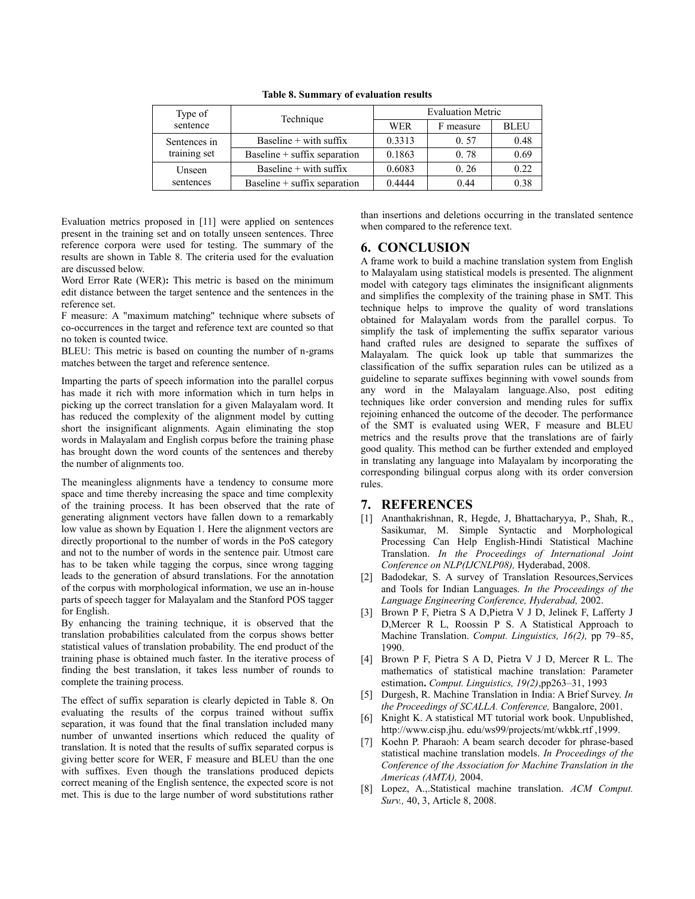**Table 8. Summary of evaluation results**

| Type of sentence | Technique | Evaluation Metric | | |
|---|---|---|---|---|
| | | WER | F measure | BLEU |
| Sentences in training set | Baseline + with suffix | 0.3313 | 0. 57 | 0.48 |
| | Baseline + suffix separation | 0.1863 | 0. 78 | 0.69 |
| Unseen sentences | Baseline + with suffix | 0.6083 | 0. 26 | 0.22 |
| | Baseline + suffix separation | 0.4444 | 0.44 | 0.38 |

Evaluation metrics proposed in [11] were applied on sentences present in the training set and on totally unseen sentences. Three reference corpora were used for testing. The summary of the results are shown in Table 8. The criteria used for the evaluation are discussed below.

Word Error Rate (WER)**:** This metric is based on the minimum edit distance between the target sentence and the sentences in the reference set.

F measure: A "maximum matching" technique where subsets of co-occurrences in the target and reference text are counted so that no token is counted twice.

BLEU: This metric is based on counting the number of n-grams matches between the target and reference sentence.

Imparting the parts of speech information into the parallel corpus has made it rich with more information which in turn helps in picking up the correct translation for a given Malayalam word. It has reduced the complexity of the alignment model by cutting short the insignificant alignments. Again eliminating the stop words in Malayalam and English corpus before the training phase has brought down the word counts of the sentences and thereby the number of alignments too.

The meaningless alignments have a tendency to consume more space and time thereby increasing the space and time complexity of the training process. It has been observed that the rate of generating alignment vectors have fallen down to a remarkably low value as shown by Equation 1. Here the alignment vectors are directly proportional to the number of words in the PoS category and not to the number of words in the sentence pair. Utmost care has to be taken while tagging the corpus, since wrong tagging leads to the generation of absurd translations. For the annotation of the corpus with morphological information, we use an in-house parts of speech tagger for Malayalam and the Stanford POS tagger for English.

By enhancing the training technique, it is observed that the translation probabilities calculated from the corpus shows better statistical values of translation probability. The end product of the training phase is obtained much faster. In the iterative process of finding the best translation, it takes less number of rounds to complete the training process.

The effect of suffix separation is clearly depicted in Table 8. On evaluating the results of the corpus trained without suffix separation, it was found that the final translation included many number of unwanted insertions which reduced the quality of translation. It is noted that the results of suffix separated corpus is giving better score for WER, F measure and BLEU than the one with suffixes. Even though the translations produced depicts correct meaning of the English sentence, the expected score is not met. This is due to the large number of word substitutions rather than insertions and deletions occurring in the translated sentence when compared to the reference text.

## 6. CONCLUSION

A frame work to build a machine translation system from English to Malayalam using statistical models is presented. The alignment model with category tags eliminates the insignificant alignments and simplifies the complexity of the training phase in SMT. This technique helps to improve the quality of word translations obtained for Malayalam words from the parallel corpus. To simplify the task of implementing the suffix separator various hand crafted rules are designed to separate the suffixes of Malayalam. The quick look up table that summarizes the classification of the suffix separation rules can be utilized as a guideline to separate suffixes beginning with vowel sounds from any word in the Malayalam language.Also, post editing techniques like order conversion and mending rules for suffix rejoining enhanced the outcome of the decoder. The performance of the SMT is evaluated using WER, F measure and BLEU metrics and the results prove that the translations are of fairly good quality. This method can be further extended and employed in translating any language into Malayalam by incorporating the corresponding bilingual corpus along with its order conversion rules.

## 7. REFERENCES

[1] Ananthakrishnan, R, Hegde, J, Bhattacharyya, P., Shah, R., Sasikumar, M. Simple Syntactic and Morphological Processing Can Help English-Hindi Statistical Machine Translation. *In the Proceedings of International Joint Conference on NLP(IJCNLP08),* Hyderabad, 2008.

[2] Badodekar, S. A survey of Translation Resources,Services and Tools for Indian Languages. *In the Proceedings of the Language Engineering Conference, Hyderabad,* 2002.

[3] Brown P F, Pietra S A D,Pietra V J D, Jelinek F, Lafferty J D,Mercer R L, Roossin P S. A Statistical Approach to Machine Translation. *Comput. Linguistics, 16(2),* pp 79–85, 1990.

[4] Brown P F, Pietra S A D, Pietra V J D, Mercer R L. The mathematics of statistical machine translation: Parameter estimation**.** *Comput. Linguistics, 19(2)*,pp263–31, 1993

[5] Durgesh, R. Machine Translation in India: A Brief Survey. *In the Proceedings of SCALLA. Conference,* Bangalore, 2001.

[6] Knight K. A statistical MT tutorial work book. Unpublished, http://www.cisp.jhu. edu/ws99/projects/mt/wkbk.rtf ,1999.

[7] Koehn P. Pharaoh: A beam search decoder for phrase-based statistical machine translation models. *In Proceedings of the Conference of the Association for Machine Translation in the Americas (AMTA),* 2004.

[8] Lopez, A.,.Statistical machine translation. *ACM Comput. Surv.,* 40, 3, Article 8, 2008.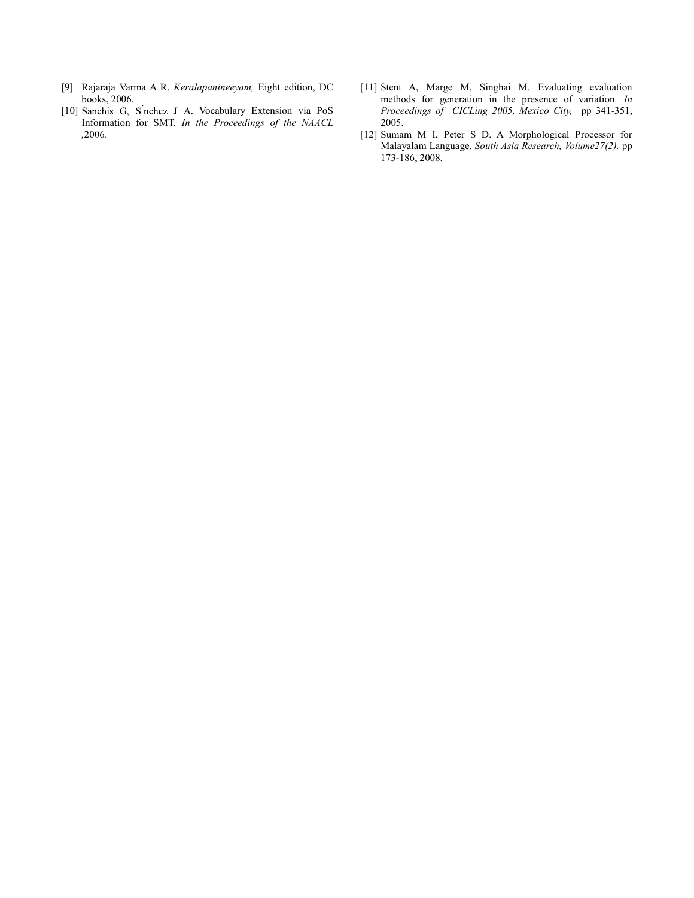[9] Rajaraja Varma A R. *Keralapanineeyam,* Eight edition, DC books, 2006.

[10] Sanchis G, S ́nchez J A. Vocabulary Extension via PoS Information for SMT. *In the Proceedings of the NAACL ,*2006.

[11] Stent A, Marge M, Singhai M. Evaluating evaluation methods for generation in the presence of variation. *In Proceedings of CICLing 2005, Mexico City,* pp 341-351, 2005.

[12] Sumam M I, Peter S D. A Morphological Processor for Malayalam Language. *South Asia Research, Volume27(2).* pp 173-186, 2008.